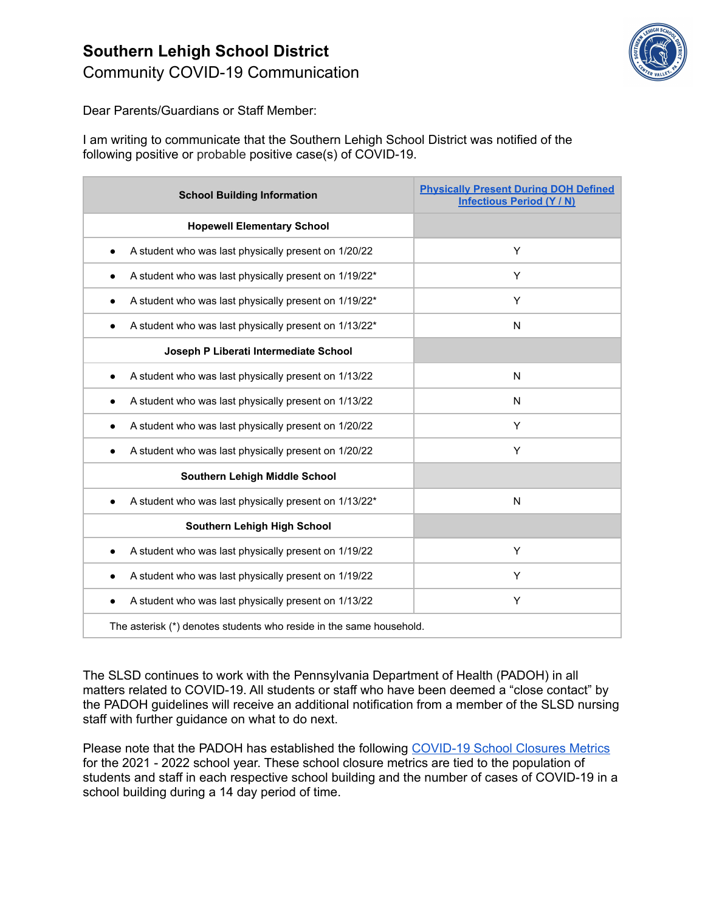# Southern Lehigh School District

## Community COVID-19 Communication

Dear Parents/Guardians or Staff Member:

I am writing to communicate that the Southern Lehigh School District was notified of the following positive or probable positive case(s) of COVID-19.

| School Building Information | Physically Present During DOH Defined Infectious Period (Y / N) |
|---|---|
| **Hopewell Elementary School** | |
| • A student who was last physically present on 1/20/22 | Y |
| • A student who was last physically present on 1/19/22* | Y |
| • A student who was last physically present on 1/19/22* | Y |
| • A student who was last physically present on 1/13/22* | N |
| **Joseph P Liberati Intermediate School** | |
| • A student who was last physically present on 1/13/22 | N |
| • A student who was last physically present on 1/13/22 | N |
| • A student who was last physically present on 1/20/22 | Y |
| • A student who was last physically present on 1/20/22 | Y |
| **Southern Lehigh Middle School** | |
| • A student who was last physically present on 1/13/22* | N |
| **Southern Lehigh High School** | |
| • A student who was last physically present on 1/19/22 | Y |
| • A student who was last physically present on 1/19/22 | Y |
| • A student who was last physically present on 1/13/22 | Y |
| The asterisk (*) denotes students who reside in the same household. | |

The SLSD continues to work with the Pennsylvania Department of Health (PADOH) in all matters related to COVID-19. All students or staff who have been deemed a "close contact" by the PADOH guidelines will receive an additional notification from a member of the SLSD nursing staff with further guidance on what to do next.

Please note that the PADOH has established the following COVID-19 School Closures Metrics for the 2021 - 2022 school year. These school closure metrics are tied to the population of students and staff in each respective school building and the number of cases of COVID-19 in a school building during a 14 day period of time.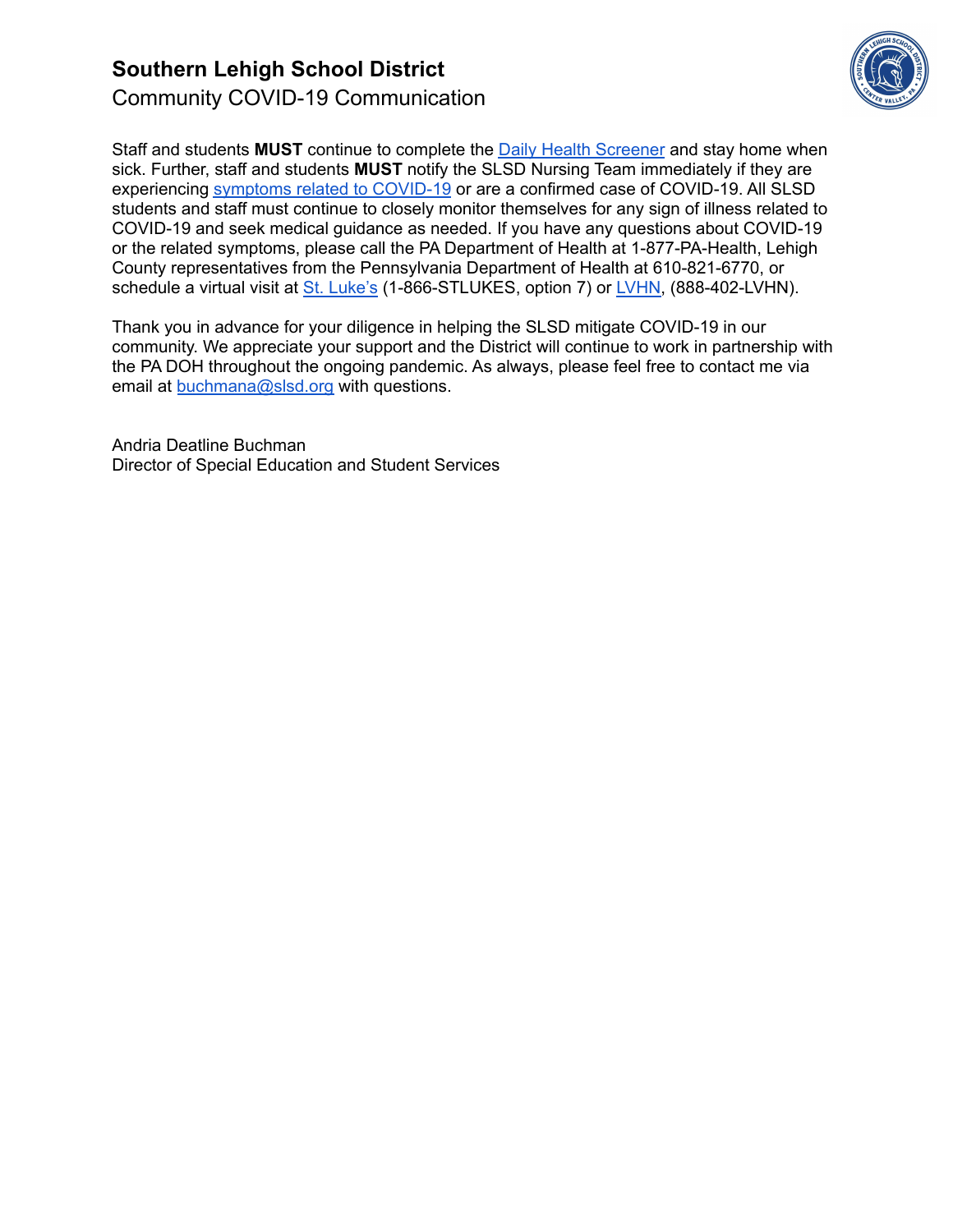**Southern Lehigh School District**
Community COVID-19 Communication

Staff and students **MUST** continue to complete the Daily Health Screener and stay home when sick. Further, staff and students **MUST** notify the SLSD Nursing Team immediately if they are experiencing symptoms related to COVID-19 or are a confirmed case of COVID-19. All SLSD students and staff must continue to closely monitor themselves for any sign of illness related to COVID-19 and seek medical guidance as needed. If you have any questions about COVID-19 or the related symptoms, please call the PA Department of Health at 1-877-PA-Health, Lehigh County representatives from the Pennsylvania Department of Health at 610-821-6770, or schedule a virtual visit at St. Luke's (1-866-STLUKES, option 7) or LVHN, (888-402-LVHN).

Thank you in advance for your diligence in helping the SLSD mitigate COVID-19 in our community. We appreciate your support and the District will continue to work in partnership with the PA DOH throughout the ongoing pandemic. As always, please feel free to contact me via email at buchmana@slsd.org with questions.

Andria Deatline Buchman
Director of Special Education and Student Services